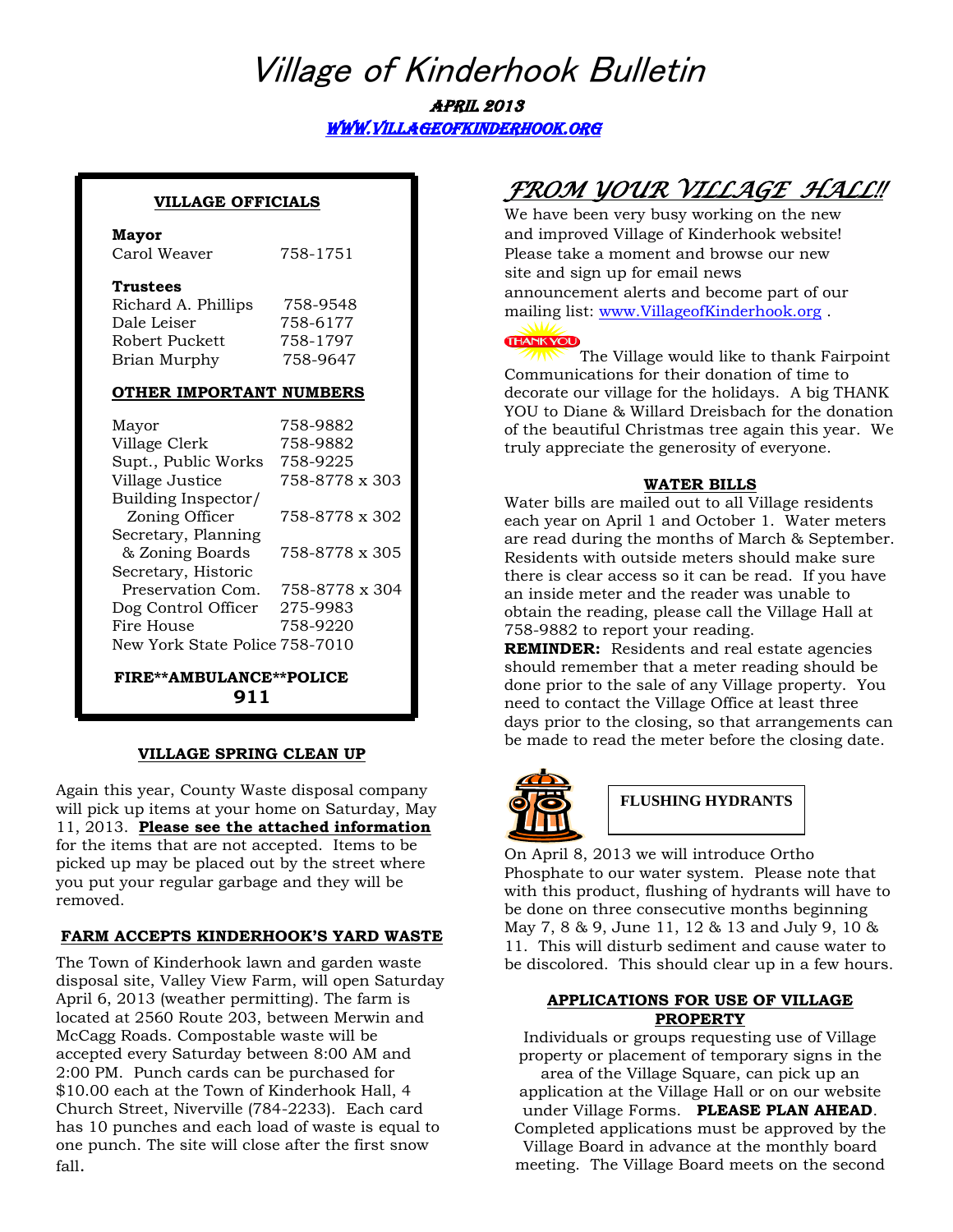# Village of Kinderhook Bulletin

**APRIL 2013**

[WWW.VILLAGEOFKINDERHOOK.ORG](http://www.villageofkinderhook.org)

**VILLAGE OFFICIALS**

**Mayor**

| | |
|---|---|
| Carol Weaver | 758-1751 |

**Trustees**

| | |
|---|---|
| Richard A. Phillips | 758-9548 |
| Dale Leiser | 758-6177 |
| Robert Puckett | 758-1797 |
| Brian Murphy | 758-9647 |

**OTHER IMPORTANT NUMBERS**

| | |
|---|---|
| Mayor | 758-9882 |
| Village Clerk | 758-9882 |
| Supt., Public Works | 758-9225 |
| Village Justice | 758-8778 x 303 |
| Building Inspector/ Zoning Officer | 758-8778 x 302 |
| Secretary, Planning & Zoning Boards | 758-8778 x 305 |
| Secretary, Historic Preservation Com. | 758-8778 x 304 |
| Dog Control Officer | 275-9983 |
| Fire House | 758-9220 |
| New York State Police | 758-7010 |

**FIRE\*\*AMBULANCE\*\*POLICE**
**911**

## VILLAGE SPRING CLEAN UP

Again this year, County Waste disposal company will pick up items at your home on Saturday, May 11, 2013. **Please see the attached information** for the items that are not accepted. Items to be picked up may be placed out by the street where you put your regular garbage and they will be removed.

## FARM ACCEPTS KINDERHOOK'S YARD WASTE

The Town of Kinderhook lawn and garden waste disposal site, Valley View Farm, will open Saturday April 6, 2013 (weather permitting). The farm is located at 2560 Route 203, between Merwin and McCagg Roads. Compostable waste will be accepted every Saturday between 8:00 AM and 2:00 PM. Punch cards can be purchased for $10.00 each at the Town of Kinderhook Hall, 4 Church Street, Niverville (784-2233). Each card has 10 punches and each load of waste is equal to one punch. The site will close after the first snow fall.

## *FROM YOUR VILLAGE HALL!!*

We have been very busy working on the new and improved Village of Kinderhook website! Please take a moment and browse our new site and sign up for email news announcement alerts and become part of our mailing list: [www.VillageofKinderhook.org](http://www.VillageofKinderhook.org) .

THANK YOU The Village would like to thank Fairpoint Communications for their donation of time to decorate our village for the holidays. A big THANK YOU to Diane & Willard Dreisbach for the donation of the beautiful Christmas tree again this year. We truly appreciate the generosity of everyone.

## WATER BILLS

Water bills are mailed out to all Village residents each year on April 1 and October 1. Water meters are read during the months of March & September. Residents with outside meters should make sure there is clear access so it can be read. If you have an inside meter and the reader was unable to obtain the reading, please call the Village Hall at 758-9882 to report your reading.

**REMINDER:** Residents and real estate agencies should remember that a meter reading should be done prior to the sale of any Village property. You need to contact the Village Office at least three days prior to the closing, so that arrangements can be made to read the meter before the closing date.

## FLUSHING HYDRANTS

On April 8, 2013 we will introduce Ortho Phosphate to our water system. Please note that with this product, flushing of hydrants will have to be done on three consecutive months beginning May 7, 8 & 9, June 11, 12 & 13 and July 9, 10 & 11. This will disturb sediment and cause water to be discolored. This should clear up in a few hours.

## APPLICATIONS FOR USE OF VILLAGE PROPERTY

Individuals or groups requesting use of Village property or placement of temporary signs in the area of the Village Square, can pick up an application at the Village Hall or on our website under Village Forms. **PLEASE PLAN AHEAD**. Completed applications must be approved by the Village Board in advance at the monthly board meeting. The Village Board meets on the second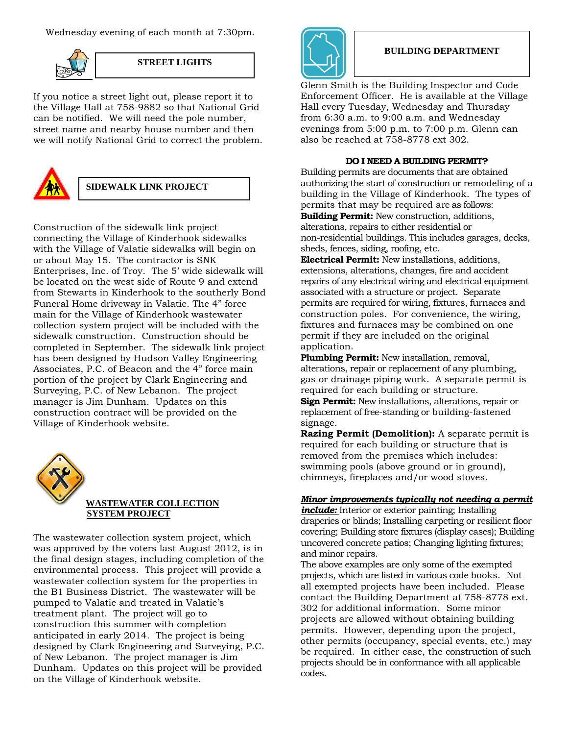Wednesday evening of each month at 7:30pm.

## STREET LIGHTS

If you notice a street light out, please report it to the Village Hall at 758-9882 so that National Grid can be notified. We will need the pole number, street name and nearby house number and then we will notify National Grid to correct the problem.

## SIDEWALK LINK PROJECT

Construction of the sidewalk link project connecting the Village of Kinderhook sidewalks with the Village of Valatie sidewalks will begin on or about May 15. The contractor is SNK Enterprises, Inc. of Troy. The 5' wide sidewalk will be located on the west side of Route 9 and extend from Stewarts in Kinderhook to the southerly Bond Funeral Home driveway in Valatie. The 4" force main for the Village of Kinderhook wastewater collection system project will be included with the sidewalk construction. Construction should be completed in September. The sidewalk link project has been designed by Hudson Valley Engineering Associates, P.C. of Beacon and the 4" force main portion of the project by Clark Engineering and Surveying, P.C. of New Lebanon. The project manager is Jim Dunham. Updates on this construction contract will be provided on the Village of Kinderhook website.

## WASTEWATER COLLECTION SYSTEM PROJECT

The wastewater collection system project, which was approved by the voters last August 2012, is in the final design stages, including completion of the environmental process. This project will provide a wastewater collection system for the properties in the B1 Business District. The wastewater will be pumped to Valatie and treated in Valatie's treatment plant. The project will go to construction this summer with completion anticipated in early 2014. The project is being designed by Clark Engineering and Surveying, P.C. of New Lebanon. The project manager is Jim Dunham. Updates on this project will be provided on the Village of Kinderhook website.

## BUILDING DEPARTMENT

Glenn Smith is the Building Inspector and Code Enforcement Officer. He is available at the Village Hall every Tuesday, Wednesday and Thursday from 6:30 a.m. to 9:00 a.m. and Wednesday evenings from 5:00 p.m. to 7:00 p.m. Glenn can also be reached at 758-8778 ext 302.

### DO I NEED A BUILDING PERMIT?

Building permits are documents that are obtained authorizing the start of construction or remodeling of a building in the Village of Kinderhook. The types of permits that may be required are as follows:

**Building Permit:** New construction, additions, alterations, repairs to either residential or non-residential buildings. This includes garages, decks, sheds, fences, siding, roofing, etc.

**Electrical Permit:** New installations, additions, extensions, alterations, changes, fire and accident repairs of any electrical wiring and electrical equipment associated with a structure or project. Separate permits are required for wiring, fixtures, furnaces and construction poles. For convenience, the wiring, fixtures and furnaces may be combined on one permit if they are included on the original application.

**Plumbing Permit:** New installation, removal, alterations, repair or replacement of any plumbing, gas or drainage piping work. A separate permit is required for each building or structure.

**Sign Permit:** New installations, alterations, repair or replacement of free-standing or building-fastened signage.

**Razing Permit (Demolition):** A separate permit is required for each building or structure that is removed from the premises which includes: swimming pools (above ground or in ground), chimneys, fireplaces and/or wood stoves.

***Minor improvements typically not needing a permit include:*** Interior or exterior painting; Installing draperies or blinds; Installing carpeting or resilient floor covering; Building store fixtures (display cases); Building uncovered concrete patios; Changing lighting fixtures; and minor repairs.

The above examples are only some of the exempted projects, which are listed in various code books. Not all exempted projects have been included. Please contact the Building Department at 758-8778 ext. 302 for additional information. Some minor projects are allowed without obtaining building permits. However, depending upon the project, other permits (occupancy, special events, etc.) may be required. In either case, the construction of such projects should be in conformance with all applicable codes.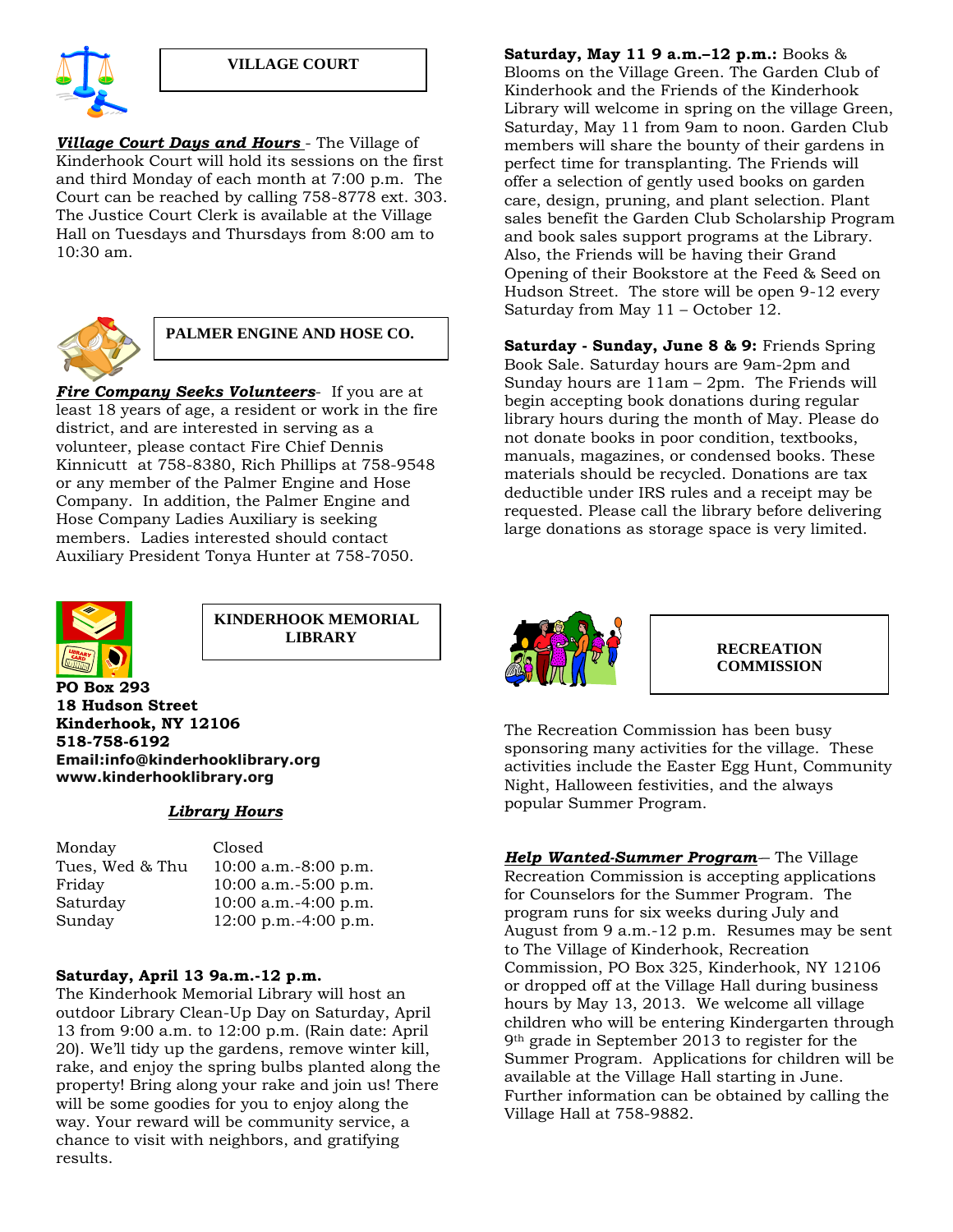## VILLAGE COURT

***Village Court Days and Hours*** - The Village of Kinderhook Court will hold its sessions on the first and third Monday of each month at 7:00 p.m. The Court can be reached by calling 758-8778 ext. 303. The Justice Court Clerk is available at the Village Hall on Tuesdays and Thursdays from 8:00 am to 10:30 am.

## PALMER ENGINE AND HOSE CO.

***Fire Company Seeks Volunteers***- If you are at least 18 years of age, a resident or work in the fire district, and are interested in serving as a volunteer, please contact Fire Chief Dennis Kinnicutt at 758-8380, Rich Phillips at 758-9548 or any member of the Palmer Engine and Hose Company. In addition, the Palmer Engine and Hose Company Ladies Auxiliary is seeking members. Ladies interested should contact Auxiliary President Tonya Hunter at 758-7050.

## KINDERHOOK MEMORIAL LIBRARY

**PO Box 293**
**18 Hudson Street**
**Kinderhook, NY 12106**
**518-758-6192**
**Email:info@kinderhooklibrary.org**
**www.kinderhooklibrary.org**

***Library Hours***

| | |
|---|---|
| Monday | Closed |
| Tues, Wed & Thu | 10:00 a.m.-8:00 p.m. |
| Friday | 10:00 a.m.-5:00 p.m. |
| Saturday | 10:00 a.m.-4:00 p.m. |
| Sunday | 12:00 p.m.-4:00 p.m. |

**Saturday, April 13 9a.m.-12 p.m.**
The Kinderhook Memorial Library will host an outdoor Library Clean-Up Day on Saturday, April 13 from 9:00 a.m. to 12:00 p.m. (Rain date: April 20). We'll tidy up the gardens, remove winter kill, rake, and enjoy the spring bulbs planted along the property! Bring along your rake and join us! There will be some goodies for you to enjoy along the way. Your reward will be community service, a chance to visit with neighbors, and gratifying results.

**Saturday, May 11 9 a.m.–12 p.m.:** Books & Blooms on the Village Green. The Garden Club of Kinderhook and the Friends of the Kinderhook Library will welcome in spring on the village Green, Saturday, May 11 from 9am to noon. Garden Club members will share the bounty of their gardens in perfect time for transplanting. The Friends will offer a selection of gently used books on garden care, design, pruning, and plant selection. Plant sales benefit the Garden Club Scholarship Program and book sales support programs at the Library. Also, the Friends will be having their Grand Opening of their Bookstore at the Feed & Seed on Hudson Street. The store will be open 9-12 every Saturday from May 11 – October 12.

**Saturday - Sunday, June 8 & 9:** Friends Spring Book Sale. Saturday hours are 9am-2pm and Sunday hours are 11am – 2pm. The Friends will begin accepting book donations during regular library hours during the month of May. Please do not donate books in poor condition, textbooks, manuals, magazines, or condensed books. These materials should be recycled. Donations are tax deductible under IRS rules and a receipt may be requested. Please call the library before delivering large donations as storage space is very limited.

## RECREATION COMMISSION

The Recreation Commission has been busy sponsoring many activities for the village. These activities include the Easter Egg Hunt, Community Night, Halloween festivities, and the always popular Summer Program.

***Help Wanted-Summer Program***— The Village Recreation Commission is accepting applications for Counselors for the Summer Program. The program runs for six weeks during July and August from 9 a.m.-12 p.m. Resumes may be sent to The Village of Kinderhook, Recreation Commission, PO Box 325, Kinderhook, NY 12106 or dropped off at the Village Hall during business hours by May 13, 2013. We welcome all village children who will be entering Kindergarten through 9th grade in September 2013 to register for the Summer Program. Applications for children will be available at the Village Hall starting in June. Further information can be obtained by calling the Village Hall at 758-9882.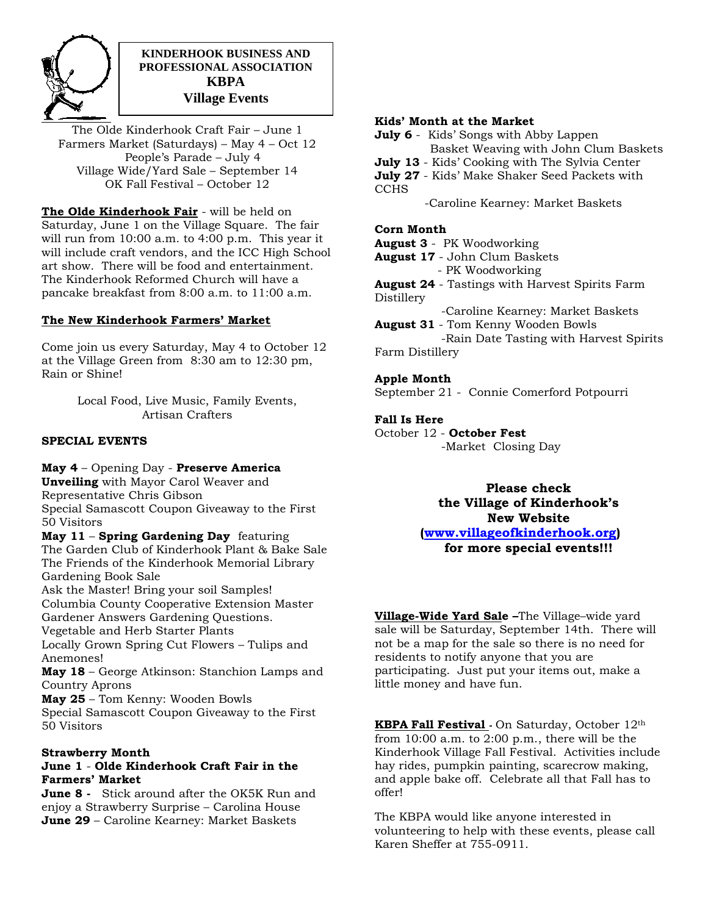# KINDERHOOK BUSINESS AND PROFESSIONAL ASSOCIATION
# KBPA
## Village Events

The Olde Kinderhook Craft Fair – June 1
Farmers Market (Saturdays) – May 4 – Oct 12
People's Parade – July 4
Village Wide/Yard Sale – September 14
OK Fall Festival – October 12

**The Olde Kinderhook Fair** - will be held on Saturday, June 1 on the Village Square. The fair will run from 10:00 a.m. to 4:00 p.m. This year it will include craft vendors, and the ICC High School art show. There will be food and entertainment. The Kinderhook Reformed Church will have a pancake breakfast from 8:00 a.m. to 11:00 a.m.

**The New Kinderhook Farmers' Market**

Come join us every Saturday, May 4 to October 12 at the Village Green from 8:30 am to 12:30 pm, Rain or Shine!

Local Food, Live Music, Family Events, Artisan Crafters

**SPECIAL EVENTS**

**May 4** – Opening Day - **Preserve America Unveiling** with Mayor Carol Weaver and Representative Chris Gibson
Special Samascott Coupon Giveaway to the First 50 Visitors
**May 11** – **Spring Gardening Day** featuring
The Garden Club of Kinderhook Plant & Bake Sale
The Friends of the Kinderhook Memorial Library Gardening Book Sale
Ask the Master! Bring your soil Samples!
Columbia County Cooperative Extension Master Gardener Answers Gardening Questions.
Vegetable and Herb Starter Plants
Locally Grown Spring Cut Flowers – Tulips and Anemones!
**May 18** – George Atkinson: Stanchion Lamps and Country Aprons
**May 25** – Tom Kenny: Wooden Bowls
Special Samascott Coupon Giveaway to the First 50 Visitors

**Strawberry Month**
**June 1** - **Olde Kinderhook Craft Fair in the Farmers' Market**
**June 8 -** Stick around after the OK5K Run and enjoy a Strawberry Surprise – Carolina House
**June 29** – Caroline Kearney: Market Baskets

**Kids' Month at the Market**
**July 6** - Kids' Songs with Abby Lappen
Basket Weaving with John Clum Baskets
**July 13** - Kids' Cooking with The Sylvia Center
**July 27** - Kids' Make Shaker Seed Packets with CCHS
-Caroline Kearney: Market Baskets

**Corn Month**
**August 3** - PK Woodworking
**August 17** - John Clum Baskets
- PK Woodworking
**August 24** - Tastings with Harvest Spirits Farm Distillery
-Caroline Kearney: Market Baskets
**August 31** - Tom Kenny Wooden Bowls
-Rain Date Tasting with Harvest Spirits Farm Distillery

**Apple Month**
September 21 - Connie Comerford Potpourri

**Fall Is Here**
October 12 - **October Fest**
-Market Closing Day

**Please check the Village of Kinderhook's New Website ([www.villageofkinderhook.org](www.villageofkinderhook.org)) for more special events!!!**

**Village-Wide Yard Sale** –The Village–wide yard sale will be Saturday, September 14th. There will not be a map for the sale so there is no need for residents to notify anyone that you are participating. Just put your items out, make a little money and have fun.

**KBPA Fall Festival** - On Saturday, October 12th from 10:00 a.m. to 2:00 p.m., there will be the Kinderhook Village Fall Festival. Activities include hay rides, pumpkin painting, scarecrow making, and apple bake off. Celebrate all that Fall has to offer!

The KBPA would like anyone interested in volunteering to help with these events, please call Karen Sheffer at 755-0911.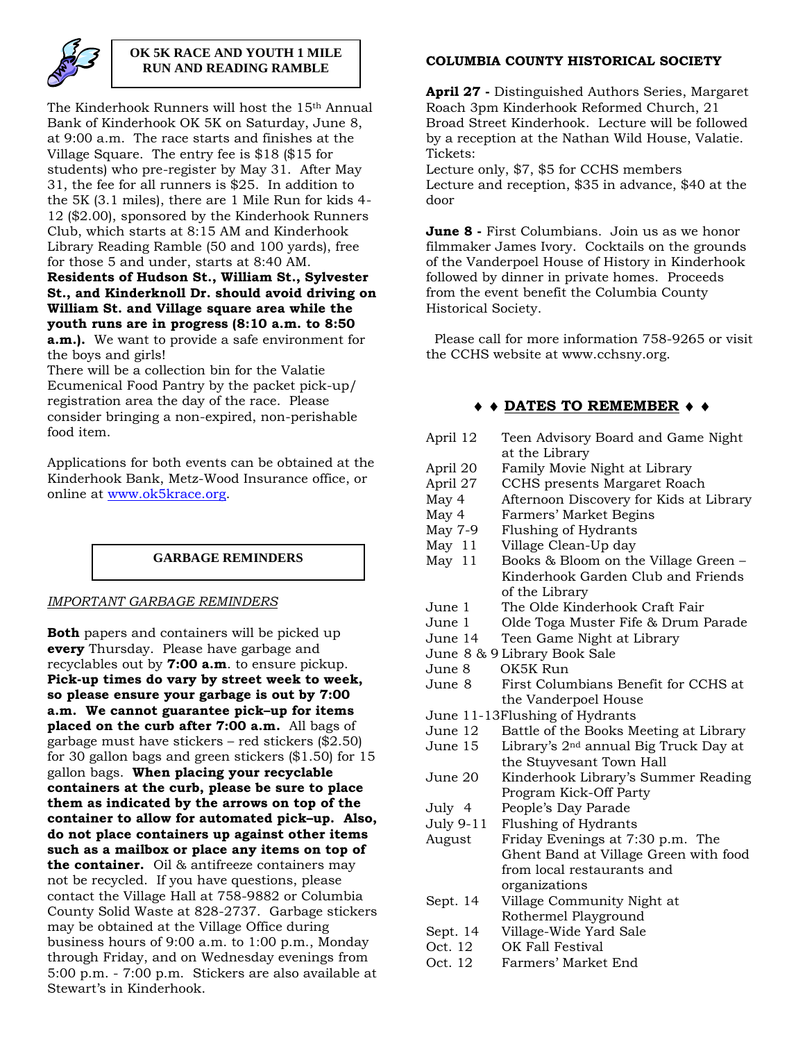## OK 5K RACE AND YOUTH 1 MILE RUN AND READING RAMBLE

The Kinderhook Runners will host the 15th Annual Bank of Kinderhook OK 5K on Saturday, June 8, at 9:00 a.m. The race starts and finishes at the Village Square. The entry fee is $18 ($15 for students) who pre-register by May 31. After May 31, the fee for all runners is $25. In addition to the 5K (3.1 miles), there are 1 Mile Run for kids 4-12 ($2.00), sponsored by the Kinderhook Runners Club, which starts at 8:15 AM and Kinderhook Library Reading Ramble (50 and 100 yards), free for those 5 and under, starts at 8:40 AM. **Residents of Hudson St., William St., Sylvester St., and Kinderknoll Dr. should avoid driving on William St. and Village square area while the youth runs are in progress (8:10 a.m. to 8:50 a.m.).** We want to provide a safe environment for the boys and girls!
There will be a collection bin for the Valatie Ecumenical Food Pantry by the packet pick-up/ registration area the day of the race. Please consider bringing a non-expired, non-perishable food item.

Applications for both events can be obtained at the Kinderhook Bank, Metz-Wood Insurance office, or online at www.ok5krace.org.

## GARBAGE REMINDERS

*IMPORTANT GARBAGE REMINDERS*

**Both** papers and containers will be picked up **every** Thursday. Please have garbage and recyclables out by **7:00 a.m** to ensure pickup. **Pick-up times do vary by street week to week, so please ensure your garbage is out by 7:00 a.m. We cannot guarantee pick–up for items placed on the curb after 7:00 a.m.** All bags of garbage must have stickers – red stickers ($2.50) for 30 gallon bags and green stickers ($1.50) for 15 gallon bags. **When placing your recyclable containers at the curb, please be sure to place them as indicated by the arrows on top of the container to allow for automated pick–up. Also, do not place containers up against other items such as a mailbox or place any items on top of the container.** Oil & antifreeze containers may not be recycled. If you have questions, please contact the Village Hall at 758-9882 or Columbia County Solid Waste at 828-2737. Garbage stickers may be obtained at the Village Office during business hours of 9:00 a.m. to 1:00 p.m., Monday through Friday, and on Wednesday evenings from 5:00 p.m. - 7:00 p.m. Stickers are also available at Stewart's in Kinderhook.

## COLUMBIA COUNTY HISTORICAL SOCIETY

**April 27 -** Distinguished Authors Series, Margaret Roach 3pm Kinderhook Reformed Church, 21 Broad Street Kinderhook. Lecture will be followed by a reception at the Nathan Wild House, Valatie.
Tickets:
Lecture only, $7, $5 for CCHS members
Lecture and reception, $35 in advance, $40 at the door

**June 8 -** First Columbians. Join us as we honor filmmaker James Ivory. Cocktails on the grounds of the Vanderpoel House of History in Kinderhook followed by dinner in private homes. Proceeds from the event benefit the Columbia County Historical Society.

Please call for more information 758-9265 or visit the CCHS website at www.cchsny.org.

## ♦ ♦ DATES TO REMEMBER ♦ ♦

| | |
|---|---|
| April 12 | Teen Advisory Board and Game Night at the Library |
| April 20 | Family Movie Night at Library |
| April 27 | CCHS presents Margaret Roach |
| May 4 | Afternoon Discovery for Kids at Library |
| May 4 | Farmers' Market Begins |
| May 7-9 | Flushing of Hydrants |
| May 11 | Village Clean-Up day |
| May 11 | Books & Bloom on the Village Green – Kinderhook Garden Club and Friends of the Library |
| June 1 | The Olde Kinderhook Craft Fair |
| June 1 | Olde Toga Muster Fife & Drum Parade |
| June 14 | Teen Game Night at Library |
| June 8 & 9 | Library Book Sale |
| June 8 | OK5K Run |
| June 8 | First Columbians Benefit for CCHS at the Vanderpoel House |
| June 11-13 | Flushing of Hydrants |
| June 12 | Battle of the Books Meeting at Library |
| June 15 | Library's 2nd annual Big Truck Day at the Stuyvesant Town Hall |
| June 20 | Kinderhook Library's Summer Reading Program Kick-Off Party |
| July 4 | People's Day Parade |
| July 9-11 | Flushing of Hydrants |
| August | Friday Evenings at 7:30 p.m. The Ghent Band at Village Green with food from local restaurants and organizations |
| Sept. 14 | Village Community Night at Rothermel Playground |
| Sept. 14 | Village-Wide Yard Sale |
| Oct. 12 | OK Fall Festival |
| Oct. 12 | Farmers' Market End |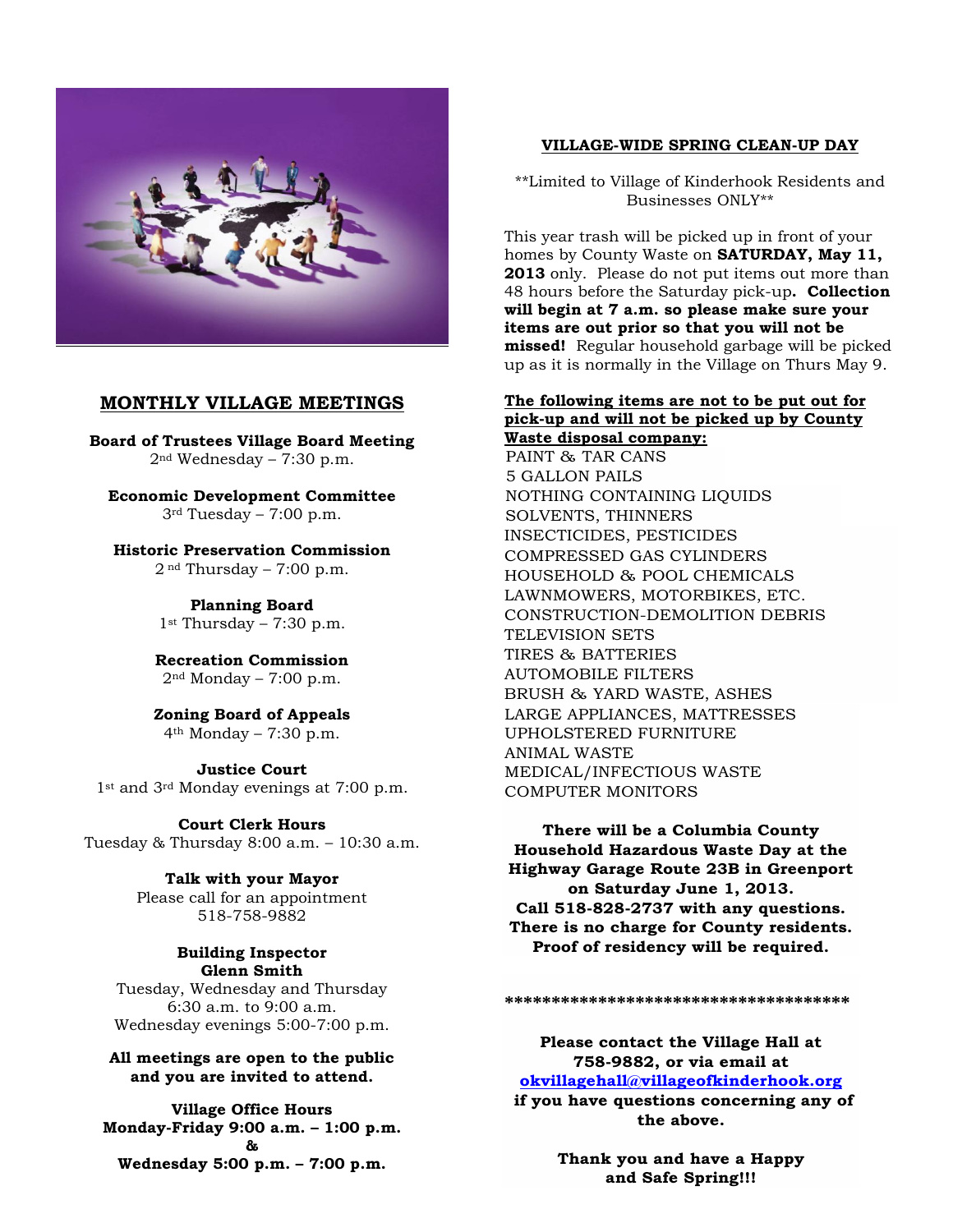## MONTHLY VILLAGE MEETINGS

**Board of Trustees Village Board Meeting**
2nd Wednesday – 7:30 p.m.

**Economic Development Committee**
3rd Tuesday – 7:00 p.m.

**Historic Preservation Commission**
2 nd Thursday – 7:00 p.m.

**Planning Board**
1st Thursday – 7:30 p.m.

**Recreation Commission**
2nd Monday – 7:00 p.m.

**Zoning Board of Appeals**
4th Monday – 7:30 p.m.

**Justice Court**
1st and 3rd Monday evenings at 7:00 p.m.

**Court Clerk Hours**
Tuesday & Thursday 8:00 a.m. – 10:30 a.m.

**Talk with your Mayor**
Please call for an appointment
518-758-9882

**Building Inspector**
**Glenn Smith**
Tuesday, Wednesday and Thursday
6:30 a.m. to 9:00 a.m.
Wednesday evenings 5:00-7:00 p.m.

**All meetings are open to the public and you are invited to attend.**

**Village Office Hours**
**Monday-Friday 9:00 a.m. – 1:00 p.m.**
**&**
**Wednesday 5:00 p.m. – 7:00 p.m.**

## VILLAGE-WIDE SPRING CLEAN-UP DAY

**Limited to Village of Kinderhook Residents and Businesses ONLY**

This year trash will be picked up in front of your homes by County Waste on **SATURDAY, May 11, 2013** only. Please do not put items out more than 48 hours before the Saturday pick-up**. Collection will begin at 7 a.m. so please make sure your items are out prior so that you will not be missed!** Regular household garbage will be picked up as it is normally in the Village on Thurs May 9.

**The following items are not to be put out for pick-up and will not be picked up by County Waste disposal company:**

PAINT & TAR CANS
5 GALLON PAILS
NOTHING CONTAINING LIQUIDS
SOLVENTS, THINNERS
INSECTICIDES, PESTICIDES
COMPRESSED GAS CYLINDERS
HOUSEHOLD & POOL CHEMICALS
LAWNMOWERS, MOTORBIKES, ETC.
CONSTRUCTION-DEMOLITION DEBRIS
TELEVISION SETS
TIRES & BATTERIES
AUTOMOBILE FILTERS
BRUSH & YARD WASTE, ASHES
LARGE APPLIANCES, MATTRESSES
UPHOLSTERED FURNITURE
ANIMAL WASTE
MEDICAL/INFECTIOUS WASTE
COMPUTER MONITORS

**There will be a Columbia County Household Hazardous Waste Day at the Highway Garage Route 23B in Greenport on Saturday June 1, 2013.**
**Call 518-828-2737 with any questions.**
**There is no charge for County residents.**
**Proof of residency will be required.**

**************************************

**Please contact the Village Hall at 758-9882, or via email at [okvillagehall@villageofkinderhook.org](mailto:okvillagehall@villageofkinderhook.org) if you have questions concerning any of the above.**

**Thank you and have a Happy and Safe Spring!!!**